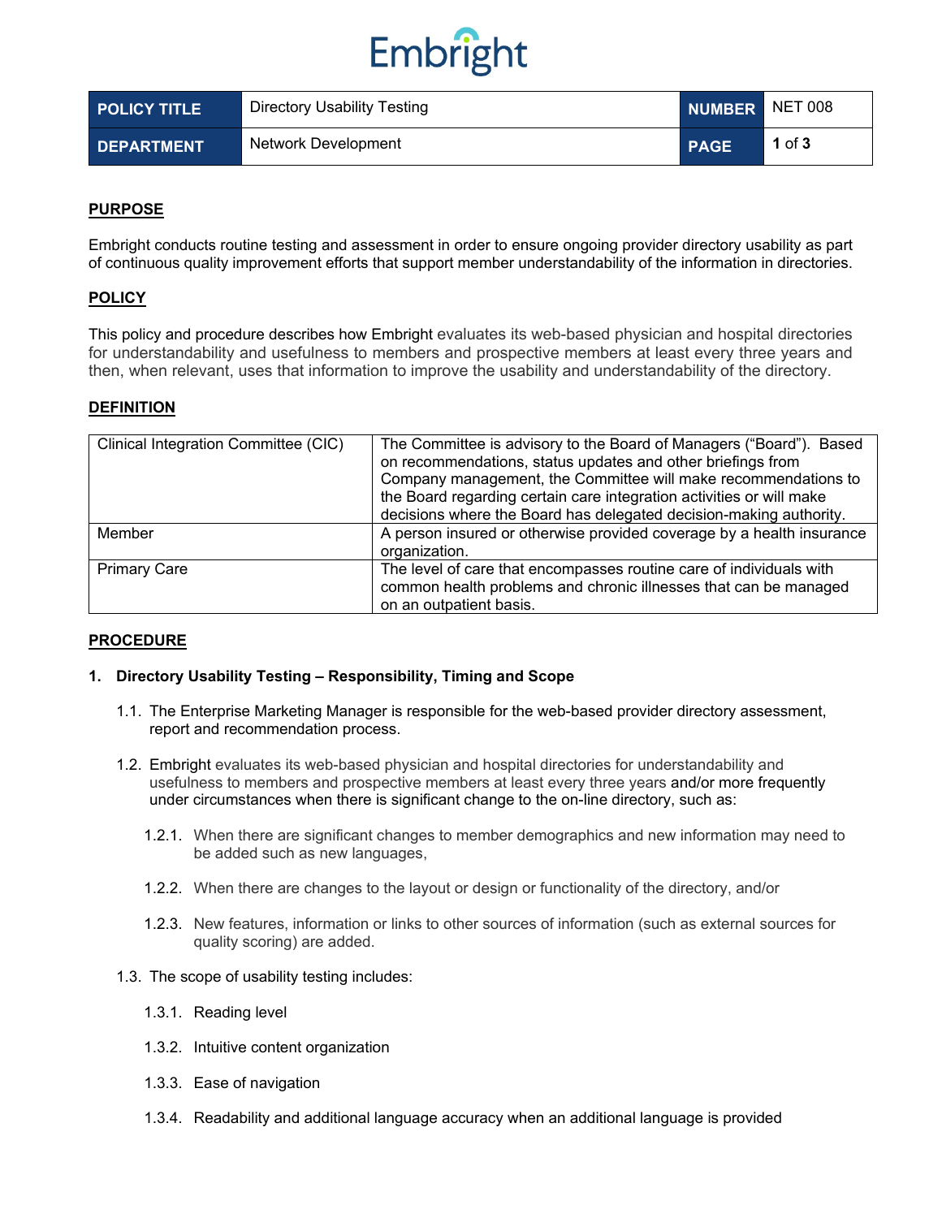Embright

| POLICY TITLE | Directory Usability Testing | NUMBER | NET 008 |
|---|---|---|---|
| DEPARTMENT | Network Development | PAGE | 1 of 3 |

## PURPOSE

Embright conducts routine testing and assessment in order to ensure ongoing provider directory usability as part of continuous quality improvement efforts that support member understandability of the information in directories.

## POLICY

This policy and procedure describes how Embright evaluates its web-based physician and hospital directories for understandability and usefulness to members and prospective members at least every three years and then, when relevant, uses that information to improve the usability and understandability of the directory.

## DEFINITION

| | |
|---|---|
| Clinical Integration Committee (CIC) | The Committee is advisory to the Board of Managers ("Board"). Based on recommendations, status updates and other briefings from Company management, the Committee will make recommendations to the Board regarding certain care integration activities or will make decisions where the Board has delegated decision-making authority. |
| Member | A person insured or otherwise provided coverage by a health insurance organization. |
| Primary Care | The level of care that encompasses routine care of individuals with common health problems and chronic illnesses that can be managed on an outpatient basis. |

## PROCEDURE

**1. Directory Usability Testing – Responsibility, Timing and Scope**

1.1. The Enterprise Marketing Manager is responsible for the web-based provider directory assessment, report and recommendation process.

1.2. Embright evaluates its web-based physician and hospital directories for understandability and usefulness to members and prospective members at least every three years and/or more frequently under circumstances when there is significant change to the on-line directory, such as:

1.2.1. When there are significant changes to member demographics and new information may need to be added such as new languages,

1.2.2. When there are changes to the layout or design or functionality of the directory, and/or

1.2.3. New features, information or links to other sources of information (such as external sources for quality scoring) are added.

1.3. The scope of usability testing includes:

1.3.1. Reading level

1.3.2. Intuitive content organization

1.3.3. Ease of navigation

1.3.4. Readability and additional language accuracy when an additional language is provided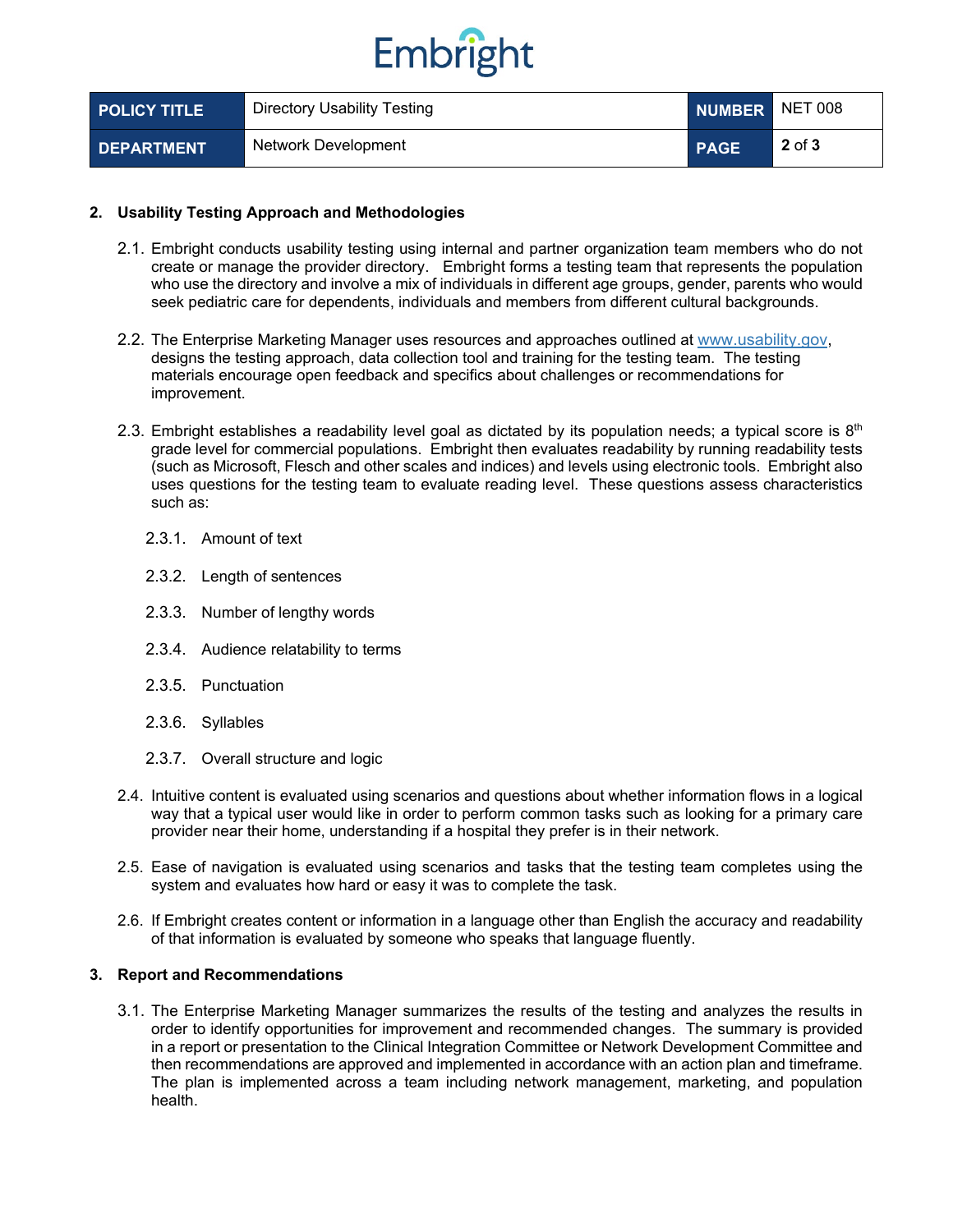## 2. Usability Testing Approach and Methodologies

2.1. Embright conducts usability testing using internal and partner organization team members who do not create or manage the provider directory. Embright forms a testing team that represents the population who use the directory and involve a mix of individuals in different age groups, gender, parents who would seek pediatric care for dependents, individuals and members from different cultural backgrounds.

2.2. The Enterprise Marketing Manager uses resources and approaches outlined at www.usability.gov, designs the testing approach, data collection tool and training for the testing team. The testing materials encourage open feedback and specifics about challenges or recommendations for improvement.

2.3. Embright establishes a readability level goal as dictated by its population needs; a typical score is 8th grade level for commercial populations. Embright then evaluates readability by running readability tests (such as Microsoft, Flesch and other scales and indices) and levels using electronic tools. Embright also uses questions for the testing team to evaluate reading level. These questions assess characteristics such as:

- 2.3.1. Amount of text
- 2.3.2. Length of sentences
- 2.3.3. Number of lengthy words
- 2.3.4. Audience relatability to terms
- 2.3.5. Punctuation
- 2.3.6. Syllables
- 2.3.7. Overall structure and logic

2.4. Intuitive content is evaluated using scenarios and questions about whether information flows in a logical way that a typical user would like in order to perform common tasks such as looking for a primary care provider near their home, understanding if a hospital they prefer is in their network.

2.5. Ease of navigation is evaluated using scenarios and tasks that the testing team completes using the system and evaluates how hard or easy it was to complete the task.

2.6. If Embright creates content or information in a language other than English the accuracy and readability of that information is evaluated by someone who speaks that language fluently.

## 3. Report and Recommendations

3.1. The Enterprise Marketing Manager summarizes the results of the testing and analyzes the results in order to identify opportunities for improvement and recommended changes. The summary is provided in a report or presentation to the Clinical Integration Committee or Network Development Committee and then recommendations are approved and implemented in accordance with an action plan and timeframe. The plan is implemented across a team including network management, marketing, and population health.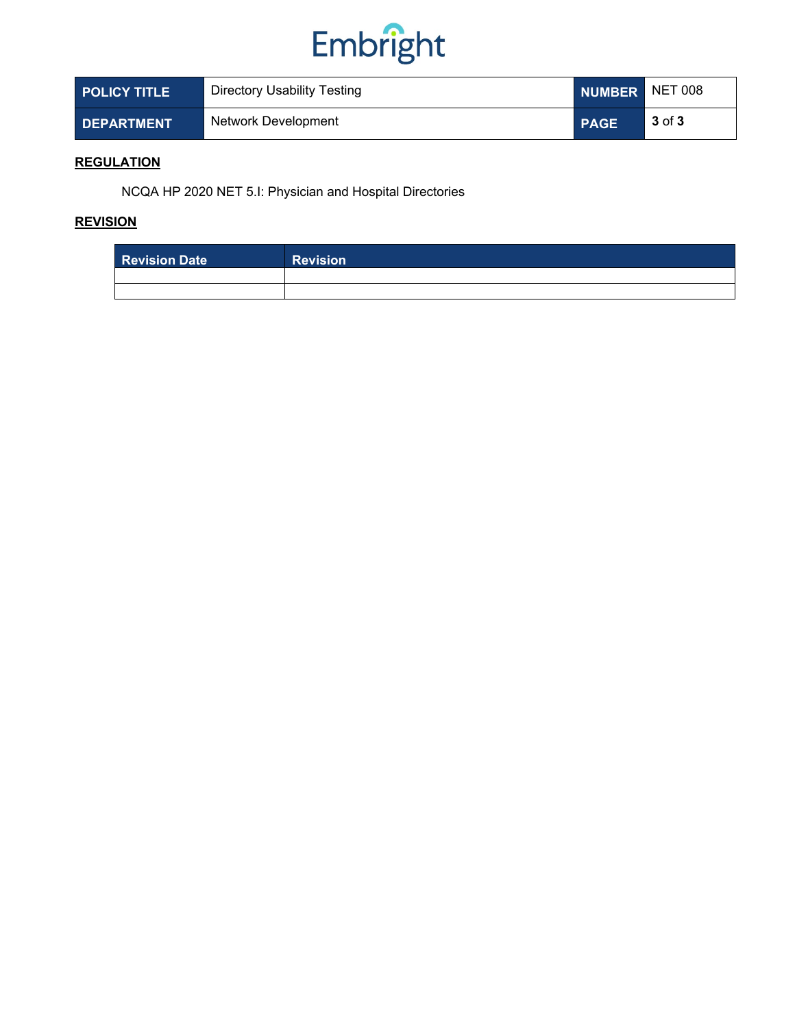## REGULATION

NCQA HP 2020 NET 5.I: Physician and Hospital Directories

## REVISION

| Revision Date | Revision |
|---|---|
| | |
| | |